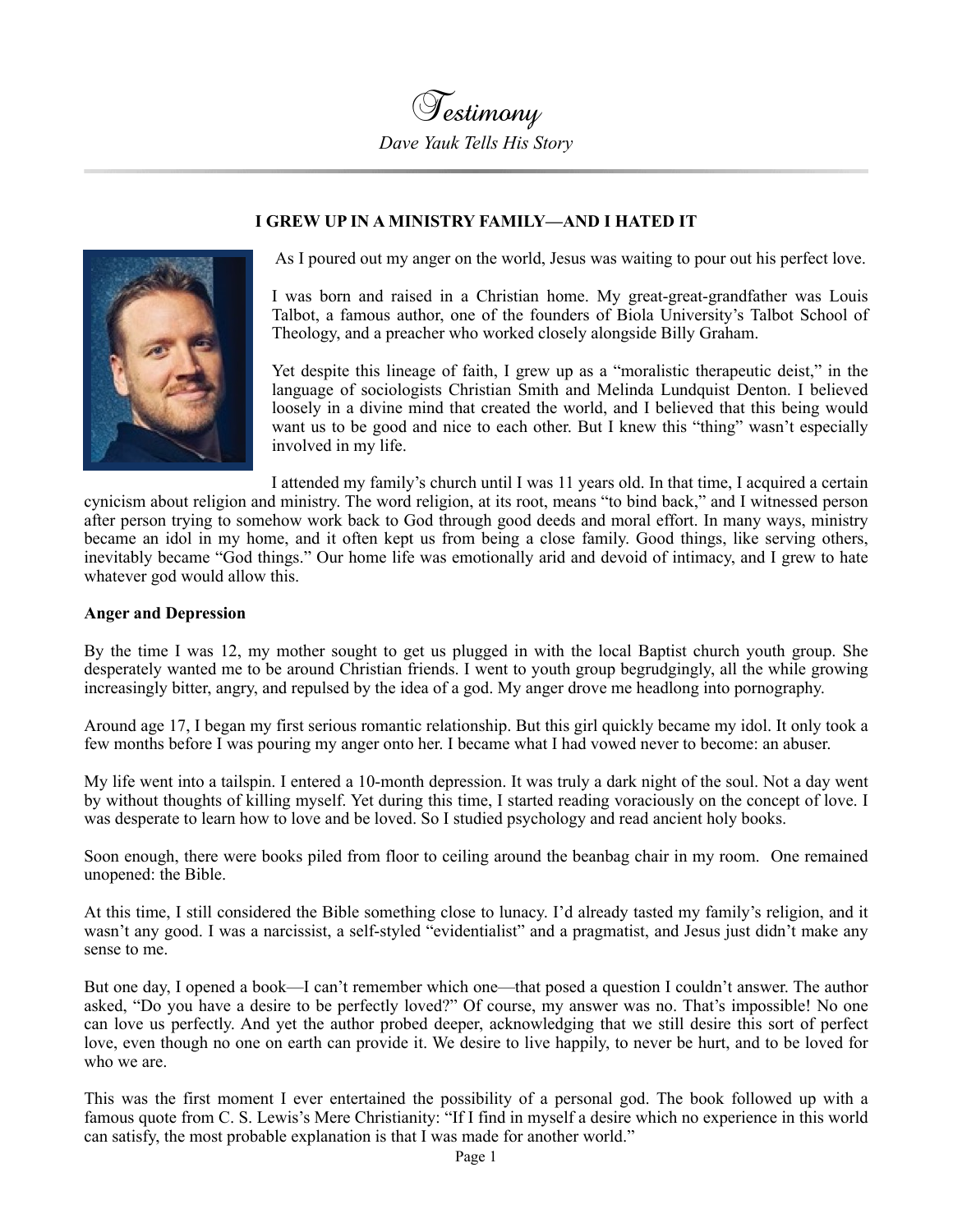# Testimony

*Dave Yauk Tells His Story*

---

**I GREW UP IN A MINISTRY FAMILY—AND I HATED IT**

As I poured out my anger on the world, Jesus was waiting to pour out his perfect love.

I was born and raised in a Christian home. My great-great-grandfather was Louis Talbot, a famous author, one of the founders of Biola University's Talbot School of Theology, and a preacher who worked closely alongside Billy Graham.

Yet despite this lineage of faith, I grew up as a "moralistic therapeutic deist," in the language of sociologists Christian Smith and Melinda Lundquist Denton. I believed loosely in a divine mind that created the world, and I believed that this being would want us to be good and nice to each other. But I knew this "thing" wasn't especially involved in my life.

I attended my family's church until I was 11 years old. In that time, I acquired a certain cynicism about religion and ministry. The word religion, at its root, means "to bind back," and I witnessed person after person trying to somehow work back to God through good deeds and moral effort. In many ways, ministry became an idol in my home, and it often kept us from being a close family. Good things, like serving others, inevitably became "God things." Our home life was emotionally arid and devoid of intimacy, and I grew to hate whatever god would allow this.

**Anger and Depression**

By the time I was 12, my mother sought to get us plugged in with the local Baptist church youth group. She desperately wanted me to be around Christian friends. I went to youth group begrudgingly, all the while growing increasingly bitter, angry, and repulsed by the idea of a god. My anger drove me headlong into pornography.

Around age 17, I began my first serious romantic relationship. But this girl quickly became my idol. It only took a few months before I was pouring my anger onto her. I became what I had vowed never to become: an abuser.

My life went into a tailspin. I entered a 10-month depression. It was truly a dark night of the soul. Not a day went by without thoughts of killing myself. Yet during this time, I started reading voraciously on the concept of love. I was desperate to learn how to love and be loved. So I studied psychology and read ancient holy books.

Soon enough, there were books piled from floor to ceiling around the beanbag chair in my room. One remained unopened: the Bible.

At this time, I still considered the Bible something close to lunacy. I'd already tasted my family's religion, and it wasn't any good. I was a narcissist, a self-styled "evidentialist" and a pragmatist, and Jesus just didn't make any sense to me.

But one day, I opened a book—I can't remember which one—that posed a question I couldn't answer. The author asked, "Do you have a desire to be perfectly loved?" Of course, my answer was no. That's impossible! No one can love us perfectly. And yet the author probed deeper, acknowledging that we still desire this sort of perfect love, even though no one on earth can provide it. We desire to live happily, to never be hurt, and to be loved for who we are.

This was the first moment I ever entertained the possibility of a personal god. The book followed up with a famous quote from C. S. Lewis's Mere Christianity: "If I find in myself a desire which no experience in this world can satisfy, the most probable explanation is that I was made for another world."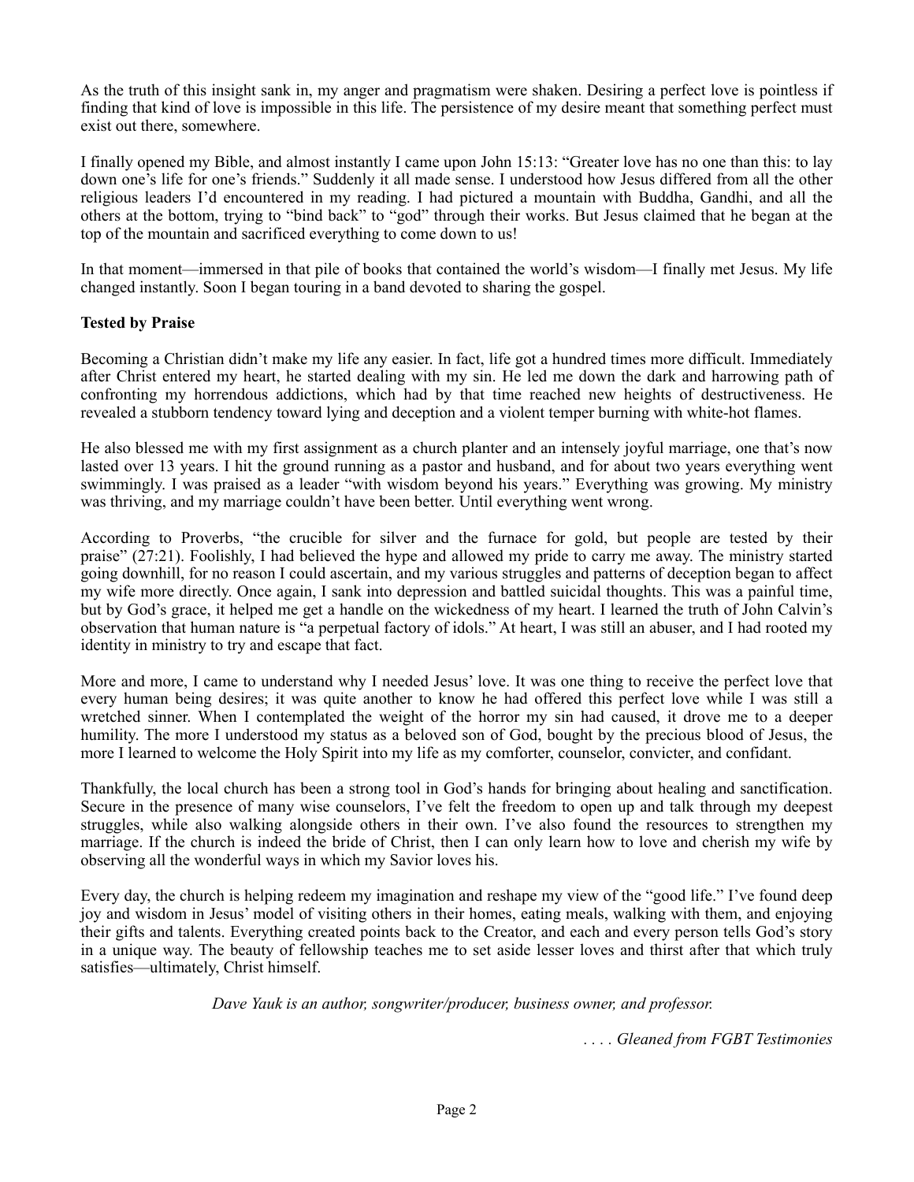As the truth of this insight sank in, my anger and pragmatism were shaken. Desiring a perfect love is pointless if finding that kind of love is impossible in this life. The persistence of my desire meant that something perfect must exist out there, somewhere.

I finally opened my Bible, and almost instantly I came upon John 15:13: "Greater love has no one than this: to lay down one's life for one's friends." Suddenly it all made sense. I understood how Jesus differed from all the other religious leaders I'd encountered in my reading. I had pictured a mountain with Buddha, Gandhi, and all the others at the bottom, trying to "bind back" to "god" through their works. But Jesus claimed that he began at the top of the mountain and sacrificed everything to come down to us!

In that moment—immersed in that pile of books that contained the world's wisdom—I finally met Jesus. My life changed instantly. Soon I began touring in a band devoted to sharing the gospel.

**Tested by Praise**

Becoming a Christian didn't make my life any easier. In fact, life got a hundred times more difficult. Immediately after Christ entered my heart, he started dealing with my sin. He led me down the dark and harrowing path of confronting my horrendous addictions, which had by that time reached new heights of destructiveness. He revealed a stubborn tendency toward lying and deception and a violent temper burning with white-hot flames.

He also blessed me with my first assignment as a church planter and an intensely joyful marriage, one that's now lasted over 13 years. I hit the ground running as a pastor and husband, and for about two years everything went swimmingly. I was praised as a leader "with wisdom beyond his years." Everything was growing. My ministry was thriving, and my marriage couldn't have been better. Until everything went wrong.

According to Proverbs, "the crucible for silver and the furnace for gold, but people are tested by their praise" (27:21). Foolishly, I had believed the hype and allowed my pride to carry me away. The ministry started going downhill, for no reason I could ascertain, and my various struggles and patterns of deception began to affect my wife more directly. Once again, I sank into depression and battled suicidal thoughts. This was a painful time, but by God's grace, it helped me get a handle on the wickedness of my heart. I learned the truth of John Calvin's observation that human nature is "a perpetual factory of idols." At heart, I was still an abuser, and I had rooted my identity in ministry to try and escape that fact.

More and more, I came to understand why I needed Jesus' love. It was one thing to receive the perfect love that every human being desires; it was quite another to know he had offered this perfect love while I was still a wretched sinner. When I contemplated the weight of the horror my sin had caused, it drove me to a deeper humility. The more I understood my status as a beloved son of God, bought by the precious blood of Jesus, the more I learned to welcome the Holy Spirit into my life as my comforter, counselor, convicter, and confidant.

Thankfully, the local church has been a strong tool in God's hands for bringing about healing and sanctification. Secure in the presence of many wise counselors, I've felt the freedom to open up and talk through my deepest struggles, while also walking alongside others in their own. I've also found the resources to strengthen my marriage. If the church is indeed the bride of Christ, then I can only learn how to love and cherish my wife by observing all the wonderful ways in which my Savior loves his.

Every day, the church is helping redeem my imagination and reshape my view of the "good life." I've found deep joy and wisdom in Jesus' model of visiting others in their homes, eating meals, walking with them, and enjoying their gifts and talents. Everything created points back to the Creator, and each and every person tells God's story in a unique way. The beauty of fellowship teaches me to set aside lesser loves and thirst after that which truly satisfies—ultimately, Christ himself.

*Dave Yauk is an author, songwriter/producer, business owner, and professor.*

*. . . . Gleaned from FGBT Testimonies*